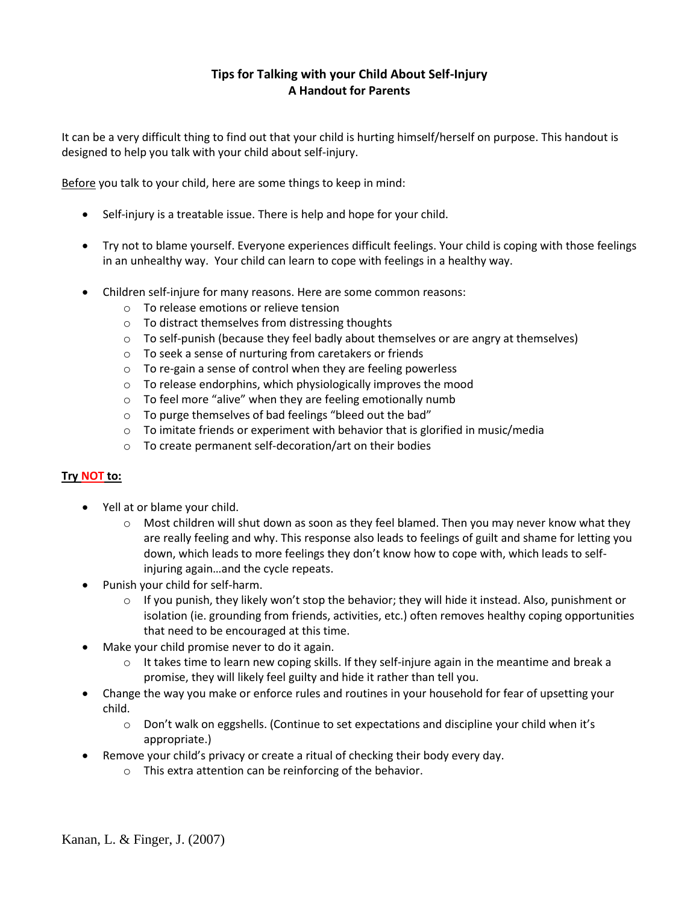# Tips for Talking with your Child About Self-Injury
## A Handout for Parents

It can be a very difficult thing to find out that your child is hurting himself/herself on purpose. This handout is designed to help you talk with your child about self-injury.

Before you talk to your child, here are some things to keep in mind:

- Self-injury is a treatable issue. There is help and hope for your child.
- Try not to blame yourself. Everyone experiences difficult feelings. Your child is coping with those feelings in an unhealthy way. Your child can learn to cope with feelings in a healthy way.
- Children self-injure for many reasons. Here are some common reasons:
  - To release emotions or relieve tension
  - To distract themselves from distressing thoughts
  - To self-punish (because they feel badly about themselves or are angry at themselves)
  - To seek a sense of nurturing from caretakers or friends
  - To re-gain a sense of control when they are feeling powerless
  - To release endorphins, which physiologically improves the mood
  - To feel more "alive" when they are feeling emotionally numb
  - To purge themselves of bad feelings "bleed out the bad"
  - To imitate friends or experiment with behavior that is glorified in music/media
  - To create permanent self-decoration/art on their bodies

**Try NOT to:**

- Yell at or blame your child.
  - Most children will shut down as soon as they feel blamed. Then you may never know what they are really feeling and why. This response also leads to feelings of guilt and shame for letting you down, which leads to more feelings they don't know how to cope with, which leads to self-injuring again…and the cycle repeats.
- Punish your child for self-harm.
  - If you punish, they likely won't stop the behavior; they will hide it instead. Also, punishment or isolation (ie. grounding from friends, activities, etc.) often removes healthy coping opportunities that need to be encouraged at this time.
- Make your child promise never to do it again.
  - It takes time to learn new coping skills. If they self-injure again in the meantime and break a promise, they will likely feel guilty and hide it rather than tell you.
- Change the way you make or enforce rules and routines in your household for fear of upsetting your child.
  - Don't walk on eggshells. (Continue to set expectations and discipline your child when it's appropriate.)
- Remove your child's privacy or create a ritual of checking their body every day.
  - This extra attention can be reinforcing of the behavior.

Kanan, L. & Finger, J. (2007)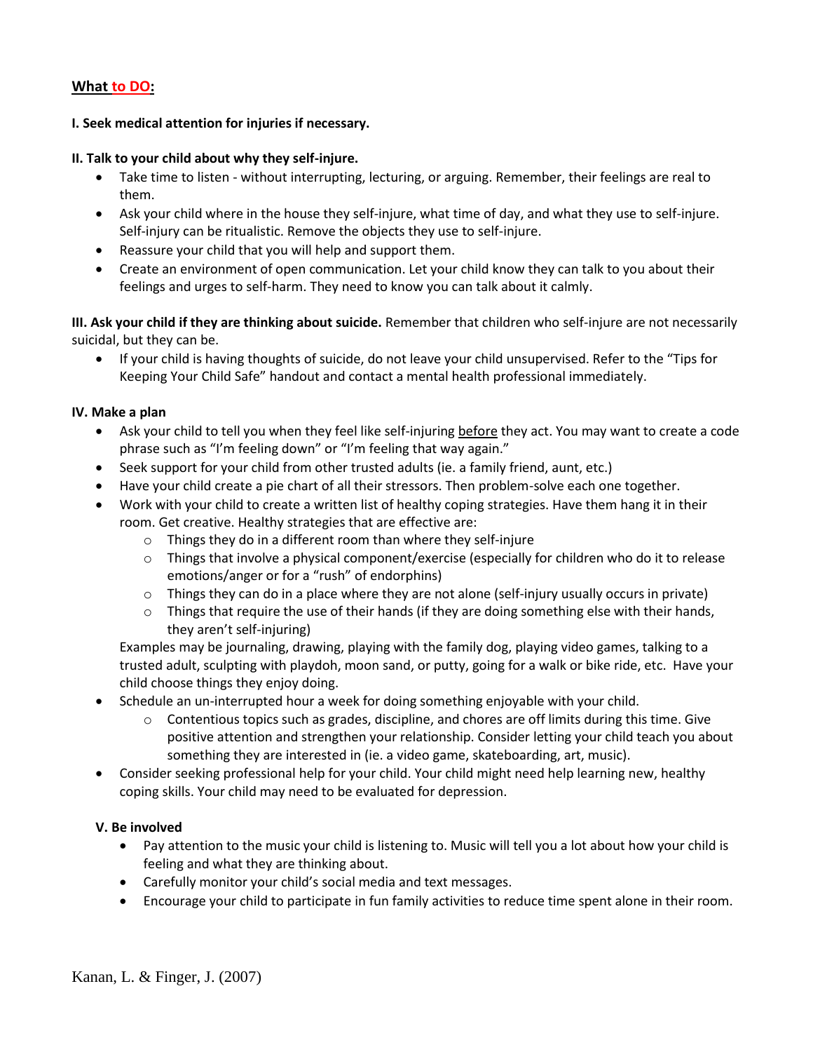## What to DO:

**I. Seek medical attention for injuries if necessary.**

**II. Talk to your child about why they self-injure.**

- Take time to listen - without interrupting, lecturing, or arguing. Remember, their feelings are real to them.
- Ask your child where in the house they self-injure, what time of day, and what they use to self-injure. Self-injury can be ritualistic. Remove the objects they use to self-injure.
- Reassure your child that you will help and support them.
- Create an environment of open communication. Let your child know they can talk to you about their feelings and urges to self-harm. They need to know you can talk about it calmly.

**III. Ask your child if they are thinking about suicide.** Remember that children who self-injure are not necessarily suicidal, but they can be.

- If your child is having thoughts of suicide, do not leave your child unsupervised. Refer to the "Tips for Keeping Your Child Safe" handout and contact a mental health professional immediately.

**IV. Make a plan**

- Ask your child to tell you when they feel like self-injuring <u>before</u> they act. You may want to create a code phrase such as "I'm feeling down" or "I'm feeling that way again."
- Seek support for your child from other trusted adults (ie. a family friend, aunt, etc.)
- Have your child create a pie chart of all their stressors. Then problem-solve each one together.
- Work with your child to create a written list of healthy coping strategies. Have them hang it in their room. Get creative. Healthy strategies that are effective are:
  - Things they do in a different room than where they self-injure
  - Things that involve a physical component/exercise (especially for children who do it to release emotions/anger or for a "rush" of endorphins)
  - Things they can do in a place where they are not alone (self-injury usually occurs in private)
  - Things that require the use of their hands (if they are doing something else with their hands, they aren't self-injuring)

  Examples may be journaling, drawing, playing with the family dog, playing video games, talking to a trusted adult, sculpting with playdoh, moon sand, or putty, going for a walk or bike ride, etc. Have your child choose things they enjoy doing.
- Schedule an un-interrupted hour a week for doing something enjoyable with your child.
  - Contentious topics such as grades, discipline, and chores are off limits during this time. Give positive attention and strengthen your relationship. Consider letting your child teach you about something they are interested in (ie. a video game, skateboarding, art, music).
- Consider seeking professional help for your child. Your child might need help learning new, healthy coping skills. Your child may need to be evaluated for depression.

**V. Be involved**

- Pay attention to the music your child is listening to. Music will tell you a lot about how your child is feeling and what they are thinking about.
- Carefully monitor your child's social media and text messages.
- Encourage your child to participate in fun family activities to reduce time spent alone in their room.

Kanan, L. & Finger, J. (2007)